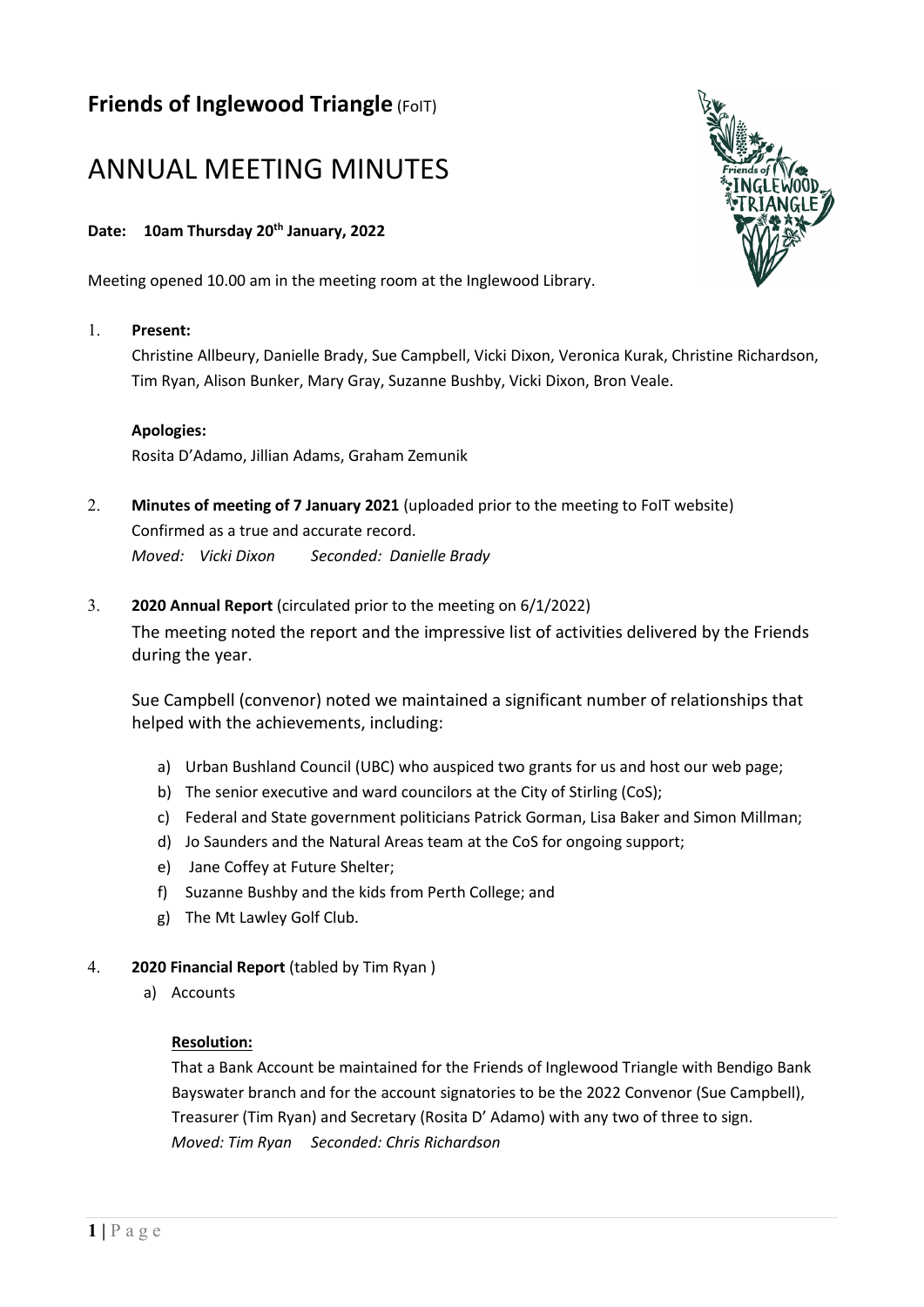**Friends of Inglewood Triangle** (FoIT)

# ANNUAL MEETING MINUTES

**Date: 10am Thursday 20th January, 2022**

Meeting opened 10.00 am in the meeting room at the Inglewood Library.

1. **Present:**

   Christine Allbeury, Danielle Brady, Sue Campbell, Vicki Dixon, Veronica Kurak, Christine Richardson, Tim Ryan, Alison Bunker, Mary Gray, Suzanne Bushby, Vicki Dixon, Bron Veale.

   **Apologies:**

   Rosita D'Adamo, Jillian Adams, Graham Zemunik

2. **Minutes of meeting of 7 January 2021** (uploaded prior to the meeting to FoIT website)

   Confirmed as a true and accurate record.

   *Moved: Vicki Dixon Seconded: Danielle Brady*

3. **2020 Annual Report** (circulated prior to the meeting on 6/1/2022)

   The meeting noted the report and the impressive list of activities delivered by the Friends during the year.

   Sue Campbell (convenor) noted we maintained a significant number of relationships that helped with the achievements, including:

   a) Urban Bushland Council (UBC) who auspiced two grants for us and host our web page;
   b) The senior executive and ward councilors at the City of Stirling (CoS);
   c) Federal and State government politicians Patrick Gorman, Lisa Baker and Simon Millman;
   d) Jo Saunders and the Natural Areas team at the CoS for ongoing support;
   e) Jane Coffey at Future Shelter;
   f) Suzanne Bushby and the kids from Perth College; and
   g) The Mt Lawley Golf Club.

4. **2020 Financial Report** (tabled by Tim Ryan )

   a) Accounts

   **Resolution:**

   That a Bank Account be maintained for the Friends of Inglewood Triangle with Bendigo Bank Bayswater branch and for the account signatories to be the 2022 Convenor (Sue Campbell), Treasurer (Tim Ryan) and Secretary (Rosita D' Adamo) with any two of three to sign.

   *Moved: Tim Ryan Seconded: Chris Richardson*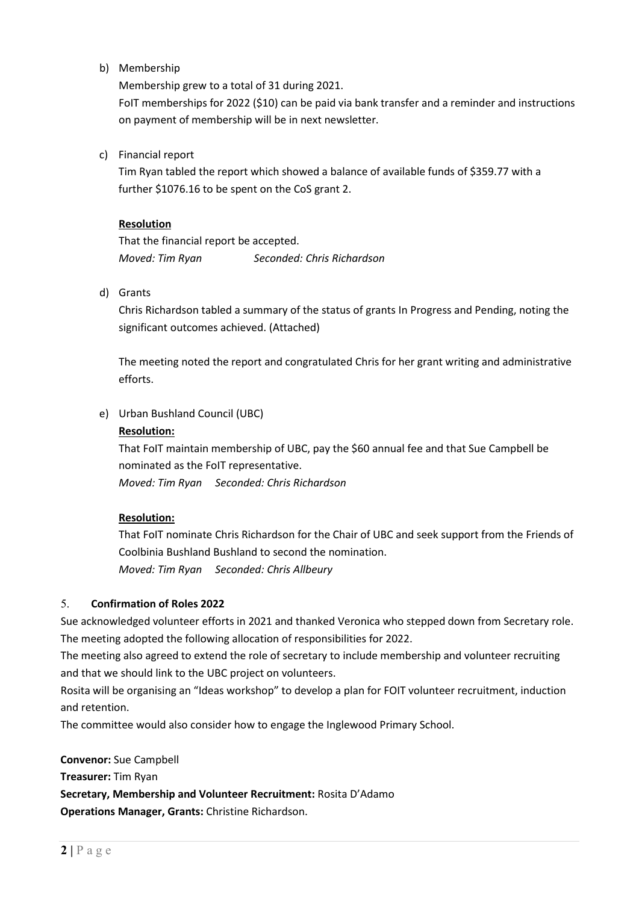b) Membership

   Membership grew to a total of 31 during 2021.

   FoIT memberships for 2022 ($10) can be paid via bank transfer and a reminder and instructions on payment of membership will be in next newsletter.

c) Financial report

   Tim Ryan tabled the report which showed a balance of available funds of $359.77 with a further $1076.16 to be spent on the CoS grant 2.

   **Resolution**

   That the financial report be accepted.

   *Moved: Tim Ryan* *Seconded: Chris Richardson*

d) Grants

   Chris Richardson tabled a summary of the status of grants In Progress and Pending, noting the significant outcomes achieved. (Attached)

   The meeting noted the report and congratulated Chris for her grant writing and administrative efforts.

e) Urban Bushland Council (UBC)

   **Resolution:**

   That FoIT maintain membership of UBC, pay the $60 annual fee and that Sue Campbell be nominated as the FoIT representative.

   *Moved: Tim Ryan* *Seconded: Chris Richardson*

   **Resolution:**

   That FoIT nominate Chris Richardson for the Chair of UBC and seek support from the Friends of Coolbinia Bushland Bushland to second the nomination.

   *Moved: Tim Ryan* *Seconded: Chris Allbeury*

## 5. Confirmation of Roles 2022

Sue acknowledged volunteer efforts in 2021 and thanked Veronica who stepped down from Secretary role. The meeting adopted the following allocation of responsibilities for 2022.

The meeting also agreed to extend the role of secretary to include membership and volunteer recruiting and that we should link to the UBC project on volunteers.

Rosita will be organising an "Ideas workshop" to develop a plan for FOIT volunteer recruitment, induction and retention.

The committee would also consider how to engage the Inglewood Primary School.

**Convenor:** Sue Campbell

**Treasurer:** Tim Ryan

**Secretary, Membership and Volunteer Recruitment:** Rosita D'Adamo

**Operations Manager, Grants:** Christine Richardson.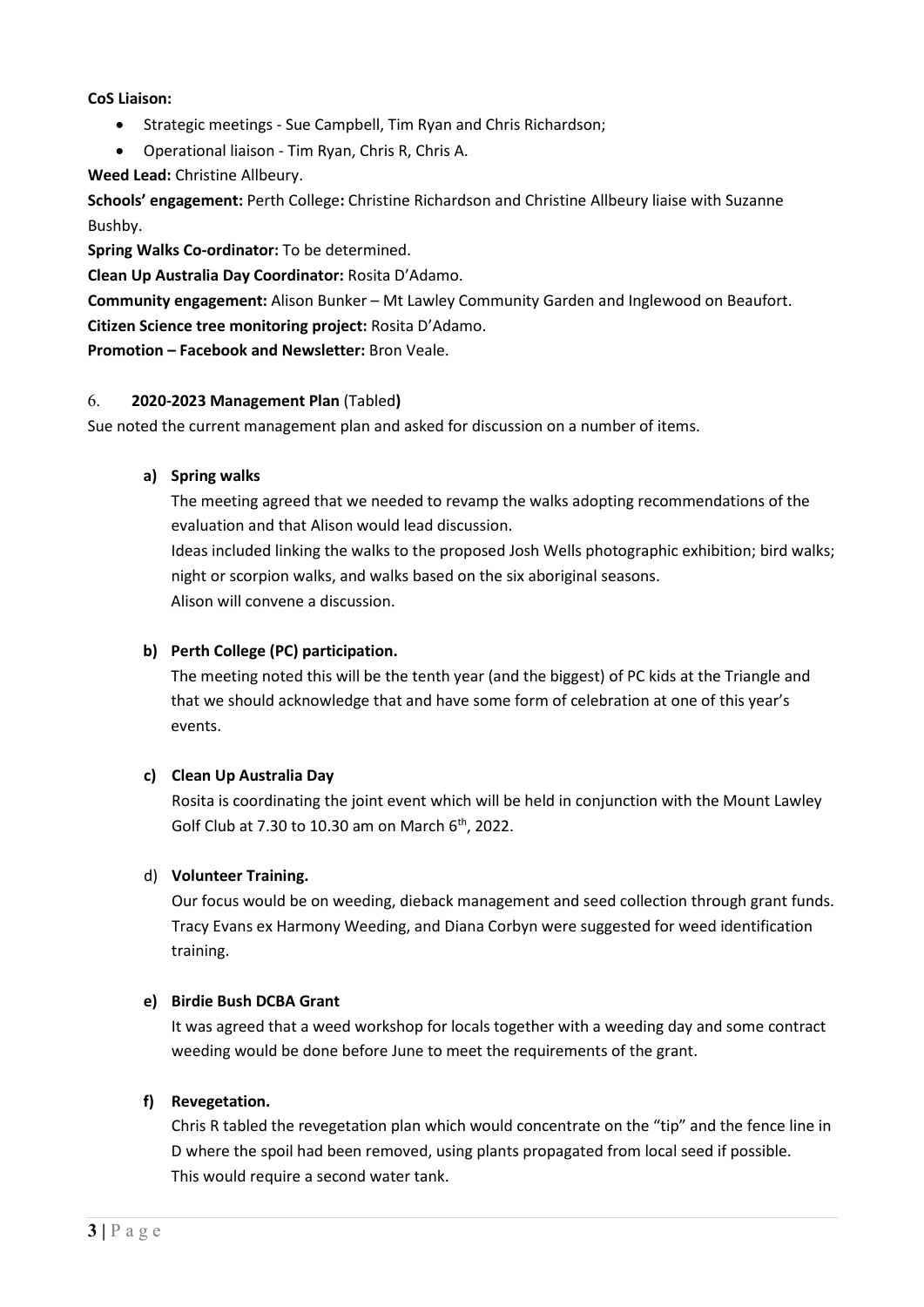**CoS Liaison:**

- Strategic meetings - Sue Campbell, Tim Ryan and Chris Richardson;
- Operational liaison - Tim Ryan, Chris R, Chris A.

**Weed Lead:** Christine Allbeury.

**Schools' engagement:** Perth College**:** Christine Richardson and Christine Allbeury liaise with Suzanne Bushby.

**Spring Walks Co-ordinator:** To be determined.

**Clean Up Australia Day Coordinator:** Rosita D'Adamo.

**Community engagement:** Alison Bunker – Mt Lawley Community Garden and Inglewood on Beaufort.

**Citizen Science tree monitoring project:** Rosita D'Adamo.

**Promotion – Facebook and Newsletter:** Bron Veale.

6. **2020-2023 Management Plan** (Tabled**)**

Sue noted the current management plan and asked for discussion on a number of items.

**a) Spring walks**

The meeting agreed that we needed to revamp the walks adopting recommendations of the evaluation and that Alison would lead discussion.

Ideas included linking the walks to the proposed Josh Wells photographic exhibition; bird walks; night or scorpion walks, and walks based on the six aboriginal seasons.

Alison will convene a discussion.

**b) Perth College (PC) participation.**

The meeting noted this will be the tenth year (and the biggest) of PC kids at the Triangle and that we should acknowledge that and have some form of celebration at one of this year's events.

**c) Clean Up Australia Day**

Rosita is coordinating the joint event which will be held in conjunction with the Mount Lawley Golf Club at 7.30 to 10.30 am on March 6th, 2022.

d) **Volunteer Training.**

Our focus would be on weeding, dieback management and seed collection through grant funds. Tracy Evans ex Harmony Weeding, and Diana Corbyn were suggested for weed identification training.

**e) Birdie Bush DCBA Grant**

It was agreed that a weed workshop for locals together with a weeding day and some contract weeding would be done before June to meet the requirements of the grant.

**f) Revegetation.**

Chris R tabled the revegetation plan which would concentrate on the "tip" and the fence line in D where the spoil had been removed, using plants propagated from local seed if possible.

This would require a second water tank.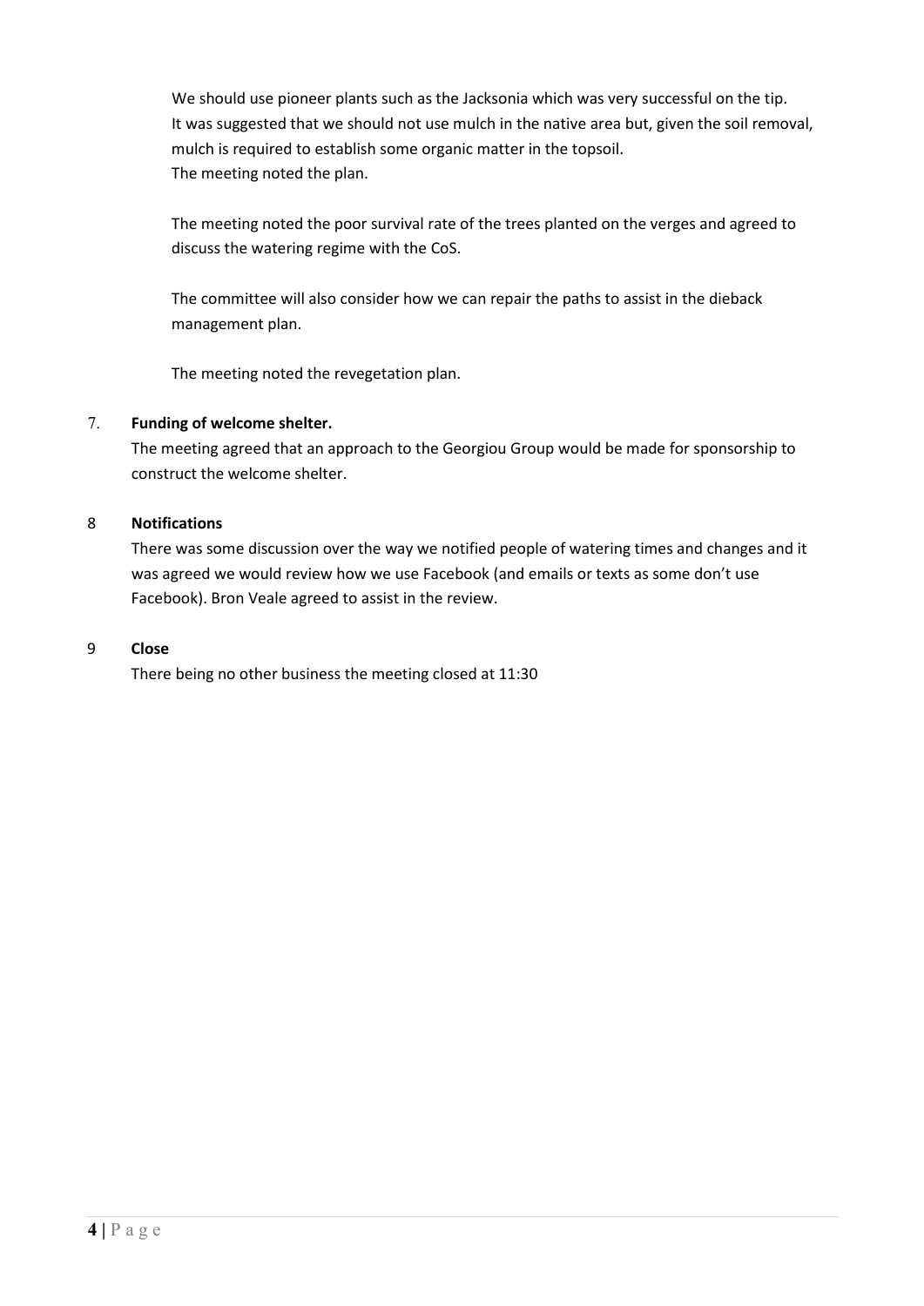We should use pioneer plants such as the Jacksonia which was very successful on the tip.
It was suggested that we should not use mulch in the native area but, given the soil removal, mulch is required to establish some organic matter in the topsoil.
The meeting noted the plan.

The meeting noted the poor survival rate of the trees planted on the verges and agreed to discuss the watering regime with the CoS.

The committee will also consider how we can repair the paths to assist in the dieback management plan.

The meeting noted the revegetation plan.

7. **Funding of welcome shelter.**

The meeting agreed that an approach to the Georgiou Group would be made for sponsorship to construct the welcome shelter.

8 **Notifications**

There was some discussion over the way we notified people of watering times and changes and it was agreed we would review how we use Facebook (and emails or texts as some don't use Facebook). Bron Veale agreed to assist in the review.

9 **Close**

There being no other business the meeting closed at 11:30